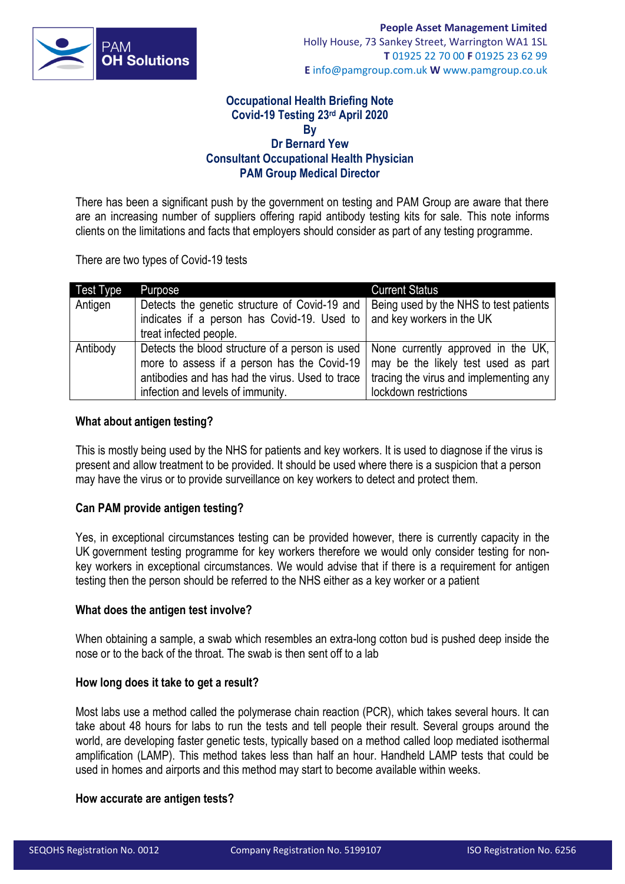People Asset Management Limited
Holly House, 73 Sankey Street, Warrington WA1 1SL
**T** 01925 22 70 00 **F** 01925 23 62 99
**E** info@pamgroup.com.uk **W** www.pamgroup.co.uk

# Occupational Health Briefing Note
## Covid-19 Testing 23rd April 2020
### By
### Dr Bernard Yew
### Consultant Occupational Health Physician
### PAM Group Medical Director

There has been a significant push by the government on testing and PAM Group are aware that there are an increasing number of suppliers offering rapid antibody testing kits for sale. This note informs clients on the limitations and facts that employers should consider as part of any testing programme.

There are two types of Covid-19 tests

| Test Type | Purpose | Current Status |
|---|---|---|
| Antigen | Detects the genetic structure of Covid-19 and indicates if a person has Covid-19. Used to treat infected people. | Being used by the NHS to test patients and key workers in the UK |
| Antibody | Detects the blood structure of a person is used more to assess if a person has the Covid-19 antibodies and has had the virus. Used to trace infection and levels of immunity. | None currently approved in the UK, may be the likely test used as part tracing the virus and implementing any lockdown restrictions |

**What about antigen testing?**

This is mostly being used by the NHS for patients and key workers. It is used to diagnose if the virus is present and allow treatment to be provided. It should be used where there is a suspicion that a person may have the virus or to provide surveillance on key workers to detect and protect them.

**Can PAM provide antigen testing?**

Yes, in exceptional circumstances testing can be provided however, there is currently capacity in the UK government testing programme for key workers therefore we would only consider testing for non-key workers in exceptional circumstances. We would advise that if there is a requirement for antigen testing then the person should be referred to the NHS either as a key worker or a patient

**What does the antigen test involve?**

When obtaining a sample, a swab which resembles an extra-long cotton bud is pushed deep inside the nose or to the back of the throat. The swab is then sent off to a lab

**How long does it take to get a result?**

Most labs use a method called the polymerase chain reaction (PCR), which takes several hours. It can take about 48 hours for labs to run the tests and tell people their result. Several groups around the world, are developing faster genetic tests, typically based on a method called loop mediated isothermal amplification (LAMP). This method takes less than half an hour. Handheld LAMP tests that could be used in homes and airports and this method may start to become available within weeks.

**How accurate are antigen tests?**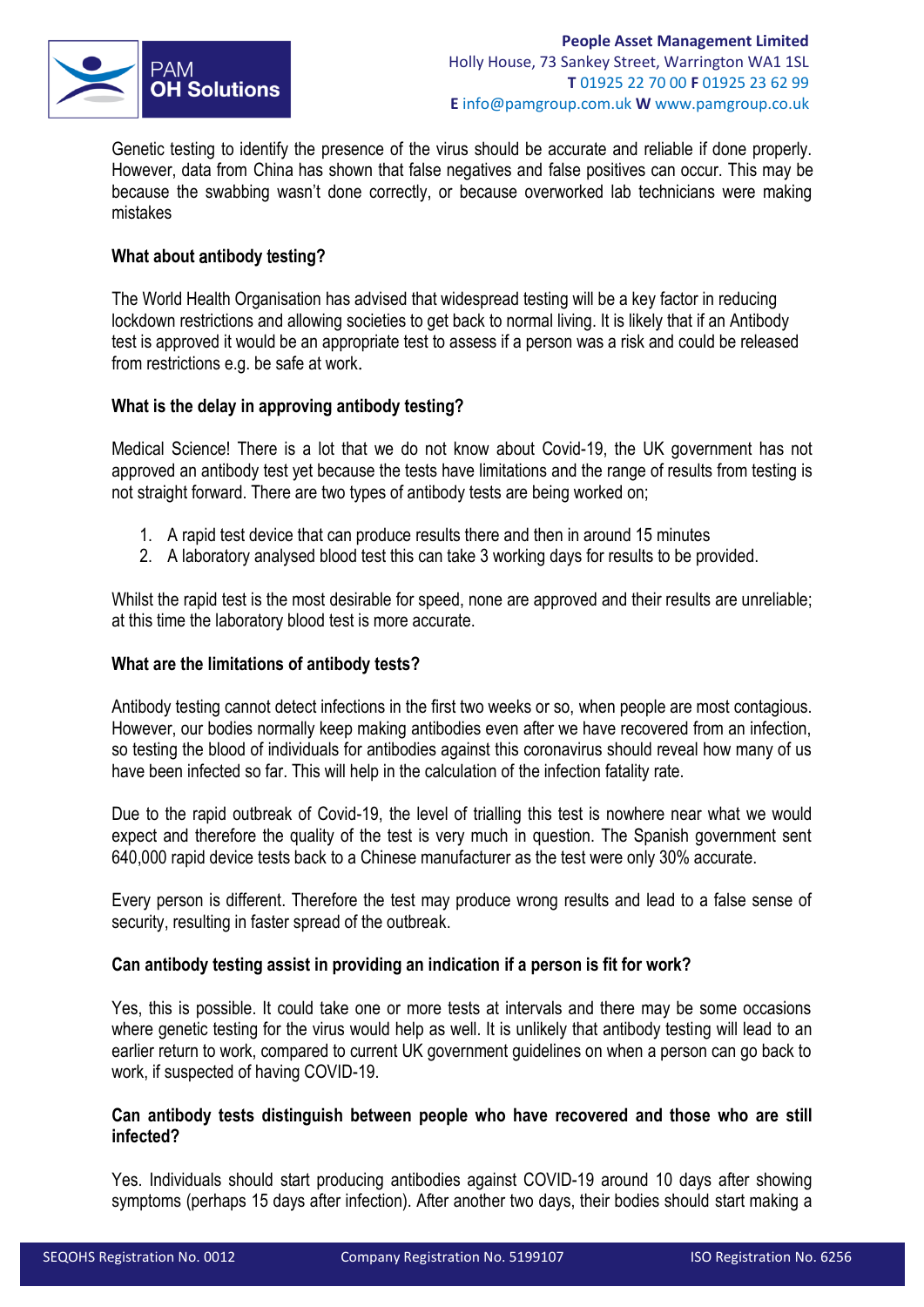Genetic testing to identify the presence of the virus should be accurate and reliable if done properly. However, data from China has shown that false negatives and false positives can occur. This may be because the swabbing wasn't done correctly, or because overworked lab technicians were making mistakes

**What about antibody testing?**

The World Health Organisation has advised that widespread testing will be a key factor in reducing lockdown restrictions and allowing societies to get back to normal living. It is likely that if an Antibody test is approved it would be an appropriate test to assess if a person was a risk and could be released from restrictions e.g. be safe at work.

**What is the delay in approving antibody testing?**

Medical Science! There is a lot that we do not know about Covid-19, the UK government has not approved an antibody test yet because the tests have limitations and the range of results from testing is not straight forward. There are two types of antibody tests are being worked on;

1. A rapid test device that can produce results there and then in around 15 minutes
2. A laboratory analysed blood test this can take 3 working days for results to be provided.

Whilst the rapid test is the most desirable for speed, none are approved and their results are unreliable; at this time the laboratory blood test is more accurate.

**What are the limitations of antibody tests?**

Antibody testing cannot detect infections in the first two weeks or so, when people are most contagious. However, our bodies normally keep making antibodies even after we have recovered from an infection, so testing the blood of individuals for antibodies against this coronavirus should reveal how many of us have been infected so far. This will help in the calculation of the infection fatality rate.

Due to the rapid outbreak of Covid-19, the level of trialling this test is nowhere near what we would expect and therefore the quality of the test is very much in question. The Spanish government sent 640,000 rapid device tests back to a Chinese manufacturer as the test were only 30% accurate.

Every person is different. Therefore the test may produce wrong results and lead to a false sense of security, resulting in faster spread of the outbreak.

**Can antibody testing assist in providing an indication if a person is fit for work?**

Yes, this is possible. It could take one or more tests at intervals and there may be some occasions where genetic testing for the virus would help as well. It is unlikely that antibody testing will lead to an earlier return to work, compared to current UK government guidelines on when a person can go back to work, if suspected of having COVID-19.

**Can antibody tests distinguish between people who have recovered and those who are still infected?**

Yes. Individuals should start producing antibodies against COVID-19 around 10 days after showing symptoms (perhaps 15 days after infection). After another two days, their bodies should start making a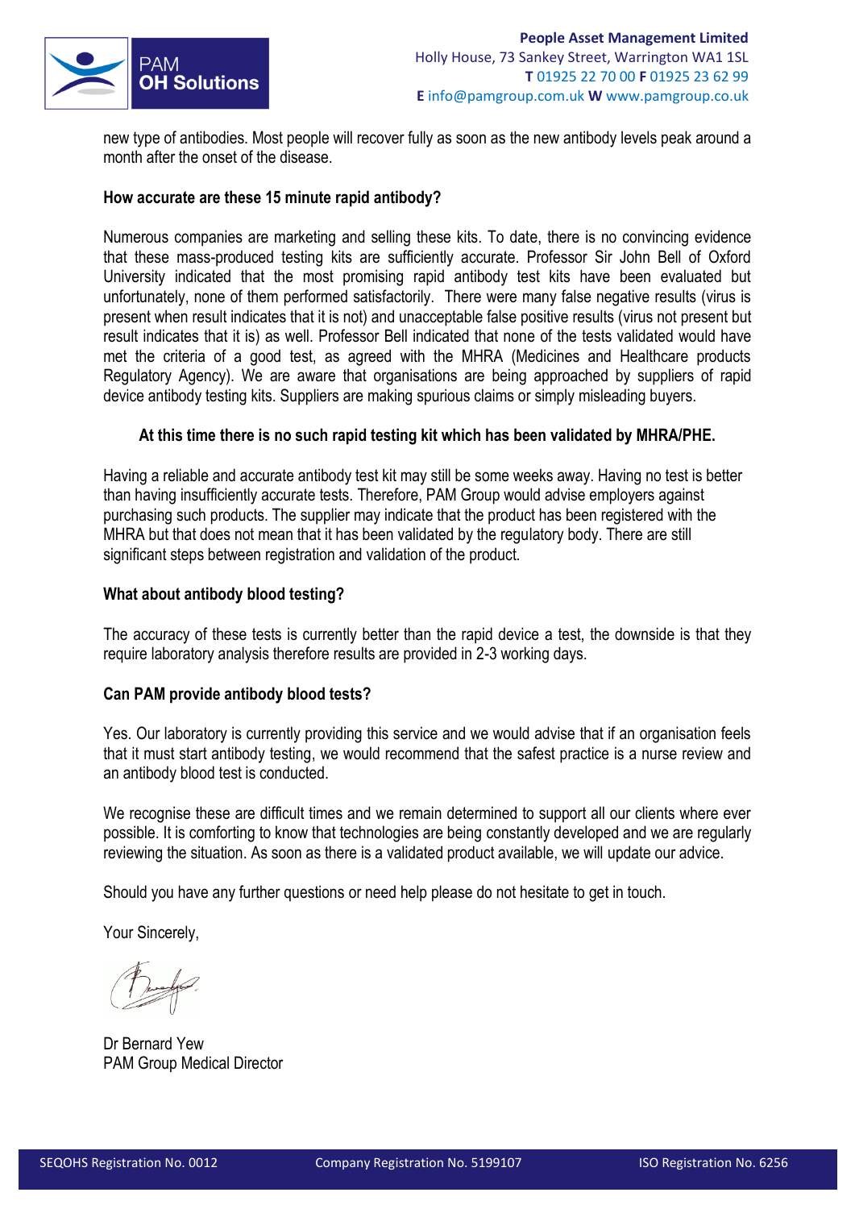new type of antibodies. Most people will recover fully as soon as the new antibody levels peak around a month after the onset of the disease.

**How accurate are these 15 minute rapid antibody?**

Numerous companies are marketing and selling these kits. To date, there is no convincing evidence that these mass-produced testing kits are sufficiently accurate. Professor Sir John Bell of Oxford University indicated that the most promising rapid antibody test kits have been evaluated but unfortunately, none of them performed satisfactorily. There were many false negative results (virus is present when result indicates that it is not) and unacceptable false positive results (virus not present but result indicates that it is) as well. Professor Bell indicated that none of the tests validated would have met the criteria of a good test, as agreed with the MHRA (Medicines and Healthcare products Regulatory Agency). We are aware that organisations are being approached by suppliers of rapid device antibody testing kits. Suppliers are making spurious claims or simply misleading buyers.

**At this time there is no such rapid testing kit which has been validated by MHRA/PHE.**

Having a reliable and accurate antibody test kit may still be some weeks away. Having no test is better than having insufficiently accurate tests. Therefore, PAM Group would advise employers against purchasing such products. The supplier may indicate that the product has been registered with the MHRA but that does not mean that it has been validated by the regulatory body. There are still significant steps between registration and validation of the product.

**What about antibody blood testing?**

The accuracy of these tests is currently better than the rapid device a test, the downside is that they require laboratory analysis therefore results are provided in 2-3 working days.

**Can PAM provide antibody blood tests?**

Yes. Our laboratory is currently providing this service and we would advise that if an organisation feels that it must start antibody testing, we would recommend that the safest practice is a nurse review and an antibody blood test is conducted.

We recognise these are difficult times and we remain determined to support all our clients where ever possible. It is comforting to know that technologies are being constantly developed and we are regularly reviewing the situation. As soon as there is a validated product available, we will update our advice.

Should you have any further questions or need help please do not hesitate to get in touch.

Your Sincerely,

Dr Bernard Yew
PAM Group Medical Director